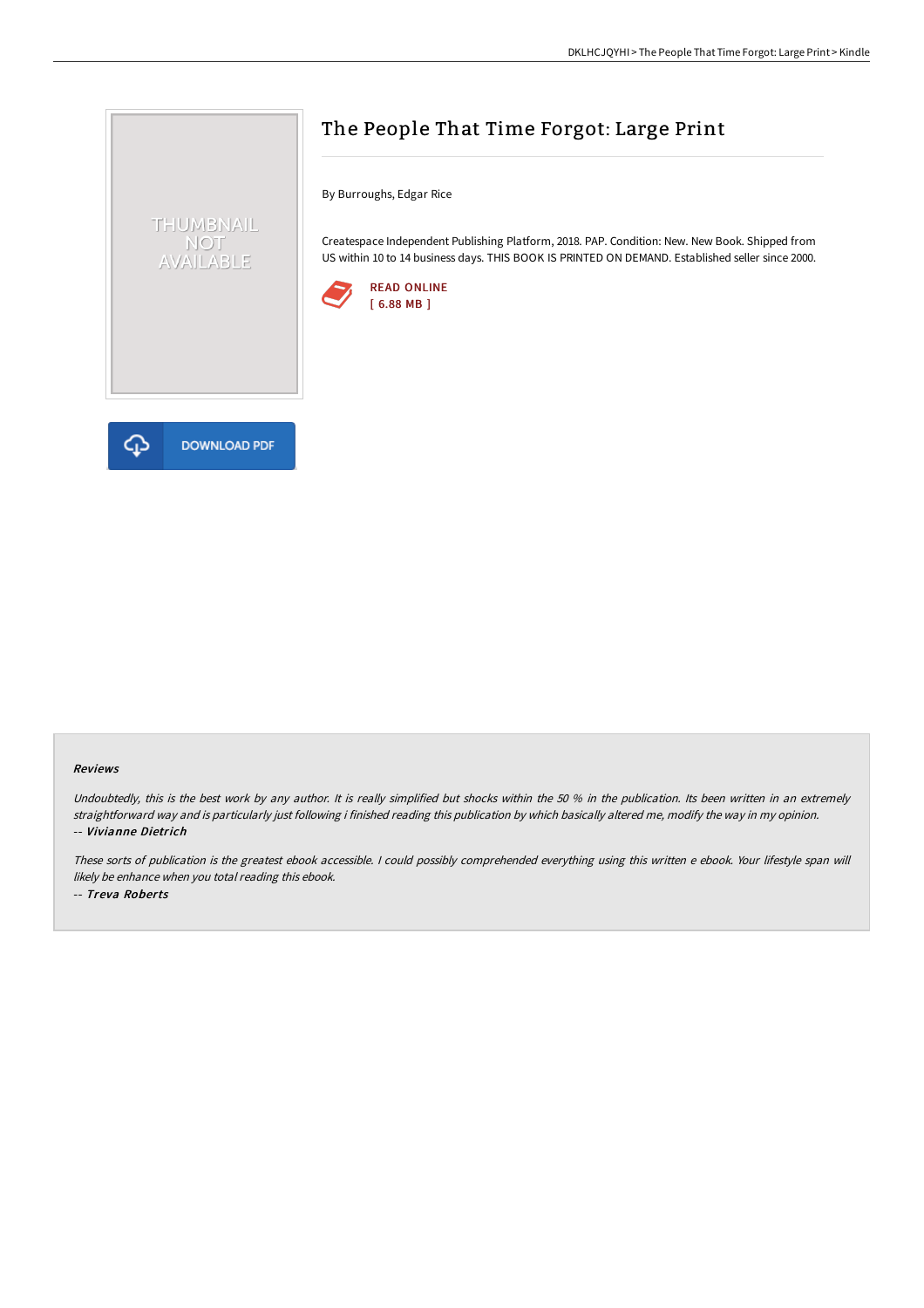THUMBNAIL NOT AVAILABLE

# The People That Time Forgot: Large Print

By Burroughs, Edgar Rice

Createspace Independent Publishing Platform, 2018. PAP. Condition: New. New Book. Shipped from US within 10 to 14 business days. THIS BOOK IS PRINTED ON DEMAND. Established seller since 2000.

READ ONLINE
[ 6.88 MB ]

DOWNLOAD PDF

### Reviews

*Undoubtedly, this is the best work by any author. It is really simplified but shocks within the 50 % in the publication. Its been written in an extremely straightforward way and is particularly just following i finished reading this publication by which basically altered me, modify the way in my opinion.*
-- ***Vivianne Dietrich***

*These sorts of publication is the greatest ebook accessible. I could possibly comprehended everything using this written e ebook. Your lifestyle span will likely be enhance when you total reading this ebook.*
-- ***Treva Roberts***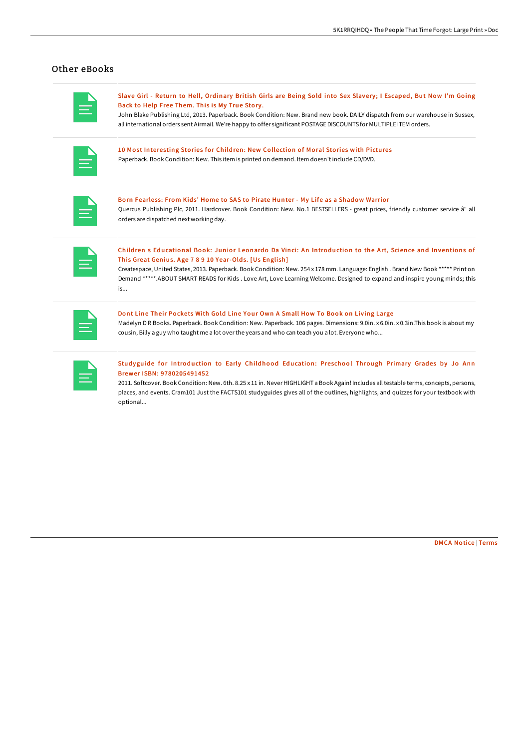## Other eBooks

**Slave Girl - Return to Hell, Ordinary British Girls are Being Sold into Sex Slavery; I Escaped, But Now I'm Going Back to Help Free Them. This is My True Story.**

John Blake Publishing Ltd, 2013. Paperback. Book Condition: New. Brand new book. DAILY dispatch from our warehouse in Sussex, all international orders sent Airmail. We're happy to offer significant POSTAGE DISCOUNTS for MULTIPLE ITEM orders.

**10 Most Interesting Stories for Children: New Collection of Moral Stories with Pictures**

Paperback. Book Condition: New. This item is printed on demand. Item doesn't include CD/DVD.

**Born Fearless: From Kids' Home to SAS to Pirate Hunter - My Life as a Shadow Warrior**

Quercus Publishing Plc, 2011. Hardcover. Book Condition: New. No.1 BESTSELLERS - great prices, friendly customer service â" all orders are dispatched next working day.

**Children s Educational Book: Junior Leonardo Da Vinci: An Introduction to the Art, Science and Inventions of This Great Genius. Age 7 8 9 10 Year-Olds. [Us English]**

Createspace, United States, 2013. Paperback. Book Condition: New. 254 x 178 mm. Language: English . Brand New Book ***** Print on Demand *****.ABOUT SMART READS for Kids . Love Art, Love Learning Welcome. Designed to expand and inspire young minds; this is...

**Dont Line Their Pockets With Gold Line Your Own A Small How To Book on Living Large**

Madelyn D R Books. Paperback. Book Condition: New. Paperback. 106 pages. Dimensions: 9.0in. x 6.0in. x 0.3in.This book is about my cousin, Billy a guy who taught me a lot over the years and who can teach you a lot. Everyone who...

**Studyguide for Introduction to Early Childhood Education: Preschool Through Primary Grades by Jo Ann Brewer ISBN: 9780205491452**

2011. Softcover. Book Condition: New. 6th. 8.25 x 11 in. Never HIGHLIGHT a Book Again! Includes all testable terms, concepts, persons, places, and events. Cram101 Just the FACTS101 studyguides gives all of the outlines, highlights, and quizzes for your textbook with optional...

DMCA Notice | Terms